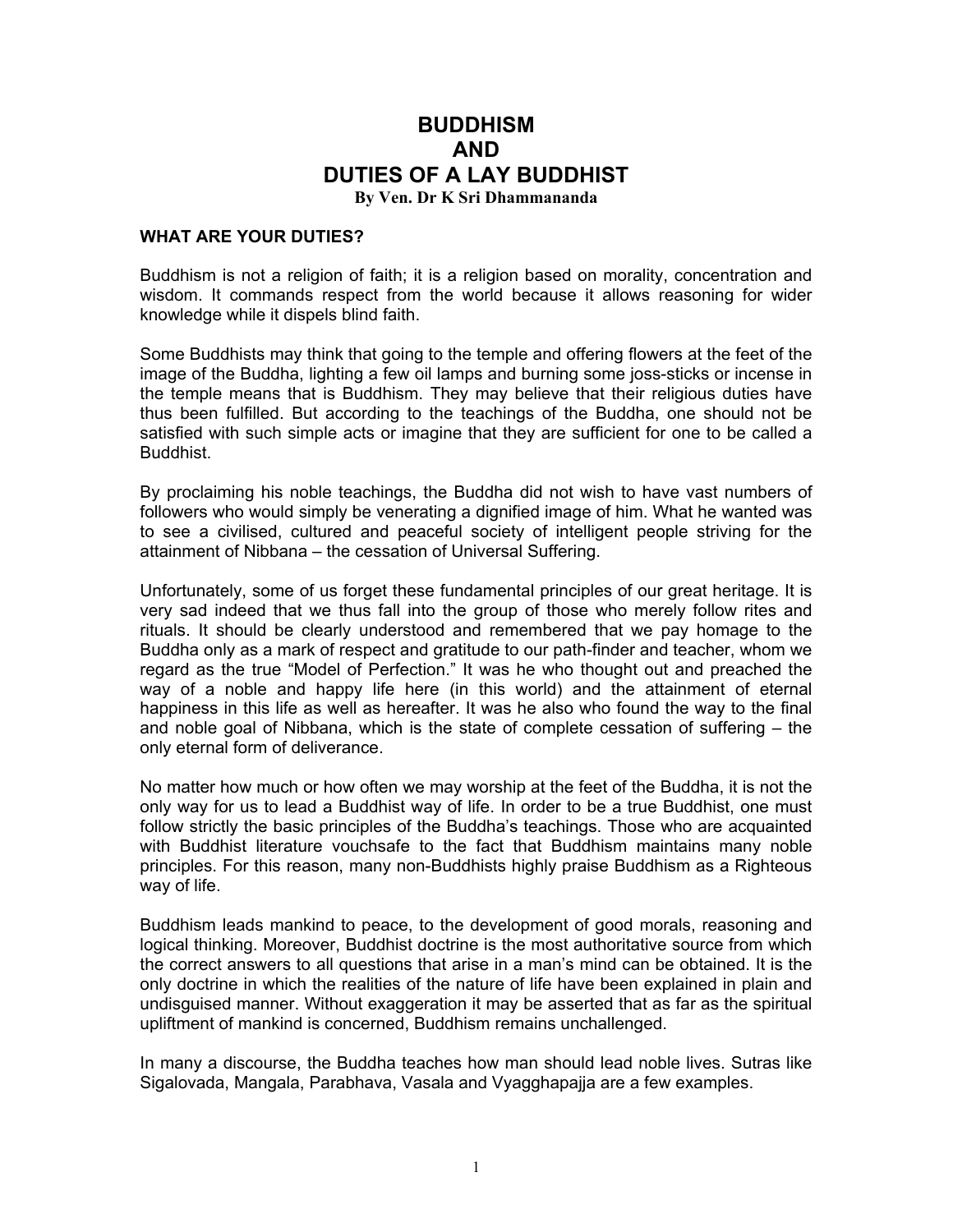# BUDDHISM AND DUTIES OF A LAY BUDDHIST

**By Ven. Dr K Sri Dhammananda**

## WHAT ARE YOUR DUTIES?

Buddhism is not a religion of faith; it is a religion based on morality, concentration and wisdom. It commands respect from the world because it allows reasoning for wider knowledge while it dispels blind faith.

Some Buddhists may think that going to the temple and offering flowers at the feet of the image of the Buddha, lighting a few oil lamps and burning some joss-sticks or incense in the temple means that is Buddhism. They may believe that their religious duties have thus been fulfilled. But according to the teachings of the Buddha, one should not be satisfied with such simple acts or imagine that they are sufficient for one to be called a Buddhist.

By proclaiming his noble teachings, the Buddha did not wish to have vast numbers of followers who would simply be venerating a dignified image of him. What he wanted was to see a civilised, cultured and peaceful society of intelligent people striving for the attainment of Nibbana – the cessation of Universal Suffering.

Unfortunately, some of us forget these fundamental principles of our great heritage. It is very sad indeed that we thus fall into the group of those who merely follow rites and rituals. It should be clearly understood and remembered that we pay homage to the Buddha only as a mark of respect and gratitude to our path-finder and teacher, whom we regard as the true "Model of Perfection." It was he who thought out and preached the way of a noble and happy life here (in this world) and the attainment of eternal happiness in this life as well as hereafter. It was he also who found the way to the final and noble goal of Nibbana, which is the state of complete cessation of suffering – the only eternal form of deliverance.

No matter how much or how often we may worship at the feet of the Buddha, it is not the only way for us to lead a Buddhist way of life. In order to be a true Buddhist, one must follow strictly the basic principles of the Buddha's teachings. Those who are acquainted with Buddhist literature vouchsafe to the fact that Buddhism maintains many noble principles. For this reason, many non-Buddhists highly praise Buddhism as a Righteous way of life.

Buddhism leads mankind to peace, to the development of good morals, reasoning and logical thinking. Moreover, Buddhist doctrine is the most authoritative source from which the correct answers to all questions that arise in a man's mind can be obtained. It is the only doctrine in which the realities of the nature of life have been explained in plain and undisguised manner. Without exaggeration it may be asserted that as far as the spiritual upliftment of mankind is concerned, Buddhism remains unchallenged.

In many a discourse, the Buddha teaches how man should lead noble lives. Sutras like Sigalovada, Mangala, Parabhava, Vasala and Vyagghapajja are a few examples.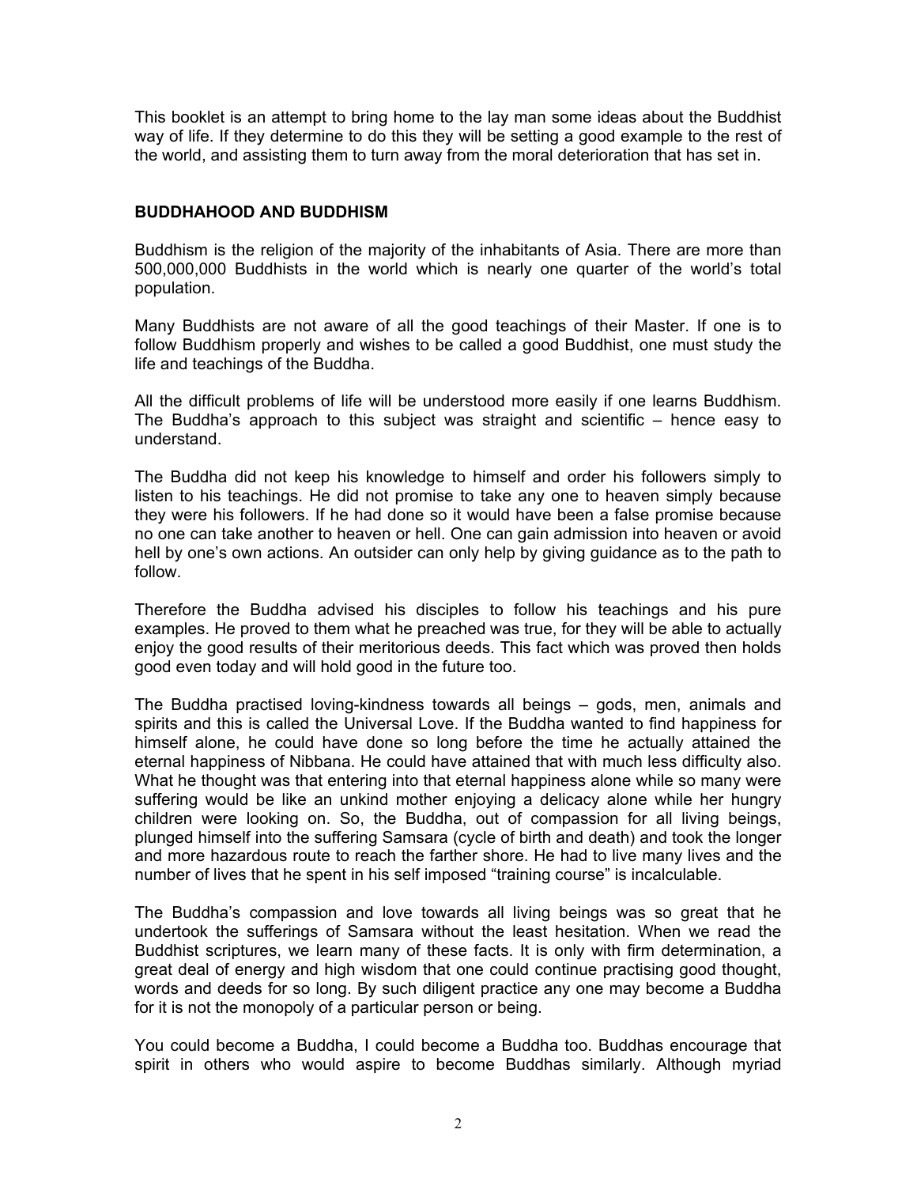This booklet is an attempt to bring home to the lay man some ideas about the Buddhist way of life. If they determine to do this they will be setting a good example to the rest of the world, and assisting them to turn away from the moral deterioration that has set in.

## BUDDHAHOOD AND BUDDHISM

Buddhism is the religion of the majority of the inhabitants of Asia. There are more than 500,000,000 Buddhists in the world which is nearly one quarter of the world's total population.

Many Buddhists are not aware of all the good teachings of their Master. If one is to follow Buddhism properly and wishes to be called a good Buddhist, one must study the life and teachings of the Buddha.

All the difficult problems of life will be understood more easily if one learns Buddhism. The Buddha's approach to this subject was straight and scientific – hence easy to understand.

The Buddha did not keep his knowledge to himself and order his followers simply to listen to his teachings. He did not promise to take any one to heaven simply because they were his followers. If he had done so it would have been a false promise because no one can take another to heaven or hell. One can gain admission into heaven or avoid hell by one's own actions. An outsider can only help by giving guidance as to the path to follow.

Therefore the Buddha advised his disciples to follow his teachings and his pure examples. He proved to them what he preached was true, for they will be able to actually enjoy the good results of their meritorious deeds. This fact which was proved then holds good even today and will hold good in the future too.

The Buddha practised loving-kindness towards all beings – gods, men, animals and spirits and this is called the Universal Love. If the Buddha wanted to find happiness for himself alone, he could have done so long before the time he actually attained the eternal happiness of Nibbana. He could have attained that with much less difficulty also. What he thought was that entering into that eternal happiness alone while so many were suffering would be like an unkind mother enjoying a delicacy alone while her hungry children were looking on. So, the Buddha, out of compassion for all living beings, plunged himself into the suffering Samsara (cycle of birth and death) and took the longer and more hazardous route to reach the farther shore. He had to live many lives and the number of lives that he spent in his self imposed "training course" is incalculable.

The Buddha's compassion and love towards all living beings was so great that he undertook the sufferings of Samsara without the least hesitation. When we read the Buddhist scriptures, we learn many of these facts. It is only with firm determination, a great deal of energy and high wisdom that one could continue practising good thought, words and deeds for so long. By such diligent practice any one may become a Buddha for it is not the monopoly of a particular person or being.

You could become a Buddha, I could become a Buddha too. Buddhas encourage that spirit in others who would aspire to become Buddhas similarly. Although myriad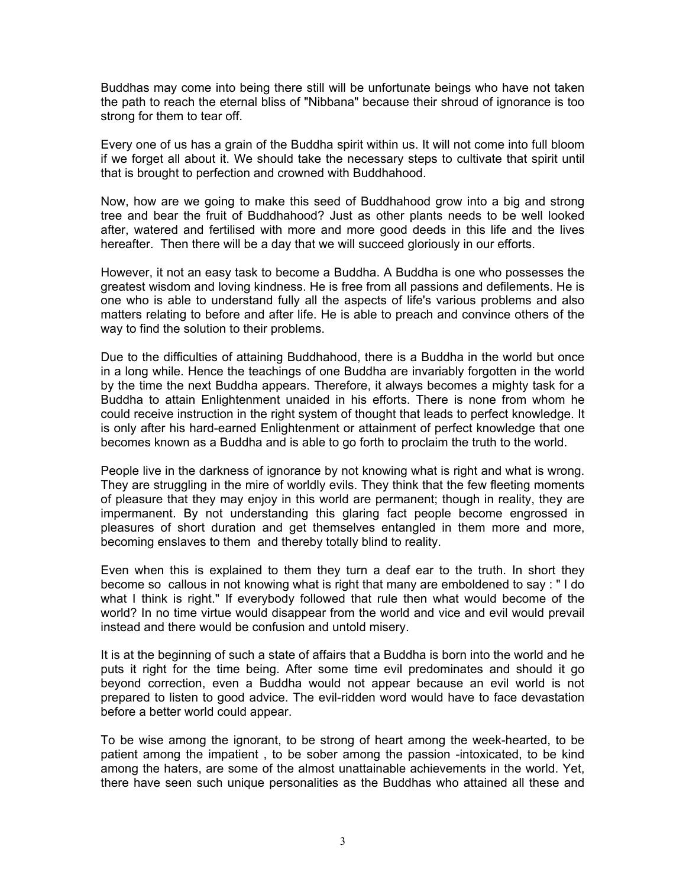Buddhas may come into being there still will be unfortunate beings who have not taken the path to reach the eternal bliss of "Nibbana" because their shroud of ignorance is too strong for them to tear off.

Every one of us has a grain of the Buddha spirit within us. It will not come into full bloom if we forget all about it. We should take the necessary steps to cultivate that spirit until that is brought to perfection and crowned with Buddhahood.

Now, how are we going to make this seed of Buddhahood grow into a big and strong tree and bear the fruit of Buddhahood? Just as other plants needs to be well looked after, watered and fertilised with more and more good deeds in this life and the lives hereafter. Then there will be a day that we will succeed gloriously in our efforts.

However, it not an easy task to become a Buddha. A Buddha is one who possesses the greatest wisdom and loving kindness. He is free from all passions and defilements. He is one who is able to understand fully all the aspects of life's various problems and also matters relating to before and after life. He is able to preach and convince others of the way to find the solution to their problems.

Due to the difficulties of attaining Buddhahood, there is a Buddha in the world but once in a long while. Hence the teachings of one Buddha are invariably forgotten in the world by the time the next Buddha appears. Therefore, it always becomes a mighty task for a Buddha to attain Enlightenment unaided in his efforts. There is none from whom he could receive instruction in the right system of thought that leads to perfect knowledge. It is only after his hard-earned Enlightenment or attainment of perfect knowledge that one becomes known as a Buddha and is able to go forth to proclaim the truth to the world.

People live in the darkness of ignorance by not knowing what is right and what is wrong. They are struggling in the mire of worldly evils. They think that the few fleeting moments of pleasure that they may enjoy in this world are permanent; though in reality, they are impermanent. By not understanding this glaring fact people become engrossed in pleasures of short duration and get themselves entangled in them more and more, becoming enslaves to them and thereby totally blind to reality.

Even when this is explained to them they turn a deaf ear to the truth. In short they become so callous in not knowing what is right that many are emboldened to say : " I do what I think is right." If everybody followed that rule then what would become of the world? In no time virtue would disappear from the world and vice and evil would prevail instead and there would be confusion and untold misery.

It is at the beginning of such a state of affairs that a Buddha is born into the world and he puts it right for the time being. After some time evil predominates and should it go beyond correction, even a Buddha would not appear because an evil world is not prepared to listen to good advice. The evil-ridden word would have to face devastation before a better world could appear.

To be wise among the ignorant, to be strong of heart among the week-hearted, to be patient among the impatient , to be sober among the passion -intoxicated, to be kind among the haters, are some of the almost unattainable achievements in the world. Yet, there have seen such unique personalities as the Buddhas who attained all these and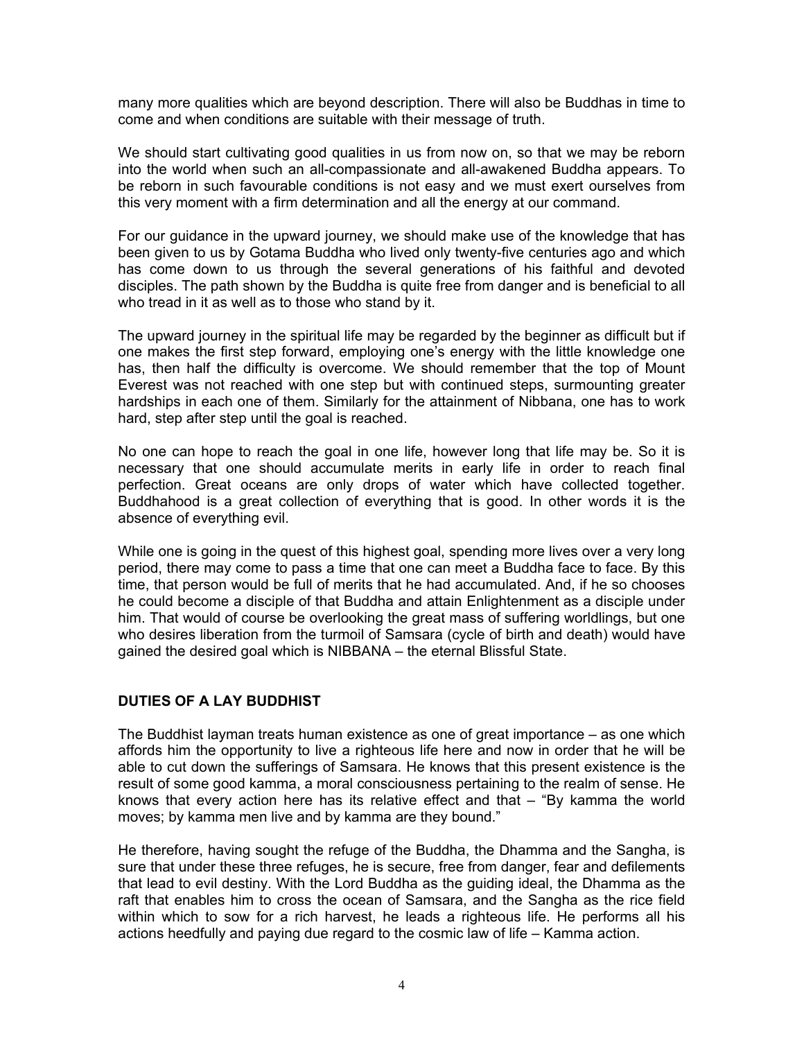many more qualities which are beyond description. There will also be Buddhas in time to come and when conditions are suitable with their message of truth.

We should start cultivating good qualities in us from now on, so that we may be reborn into the world when such an all-compassionate and all-awakened Buddha appears. To be reborn in such favourable conditions is not easy and we must exert ourselves from this very moment with a firm determination and all the energy at our command.

For our guidance in the upward journey, we should make use of the knowledge that has been given to us by Gotama Buddha who lived only twenty-five centuries ago and which has come down to us through the several generations of his faithful and devoted disciples. The path shown by the Buddha is quite free from danger and is beneficial to all who tread in it as well as to those who stand by it.

The upward journey in the spiritual life may be regarded by the beginner as difficult but if one makes the first step forward, employing one's energy with the little knowledge one has, then half the difficulty is overcome. We should remember that the top of Mount Everest was not reached with one step but with continued steps, surmounting greater hardships in each one of them. Similarly for the attainment of Nibbana, one has to work hard, step after step until the goal is reached.

No one can hope to reach the goal in one life, however long that life may be. So it is necessary that one should accumulate merits in early life in order to reach final perfection. Great oceans are only drops of water which have collected together. Buddhahood is a great collection of everything that is good. In other words it is the absence of everything evil.

While one is going in the quest of this highest goal, spending more lives over a very long period, there may come to pass a time that one can meet a Buddha face to face. By this time, that person would be full of merits that he had accumulated. And, if he so chooses he could become a disciple of that Buddha and attain Enlightenment as a disciple under him. That would of course be overlooking the great mass of suffering worldlings, but one who desires liberation from the turmoil of Samsara (cycle of birth and death) would have gained the desired goal which is NIBBANA – the eternal Blissful State.

## DUTIES OF A LAY BUDDHIST

The Buddhist layman treats human existence as one of great importance – as one which affords him the opportunity to live a righteous life here and now in order that he will be able to cut down the sufferings of Samsara. He knows that this present existence is the result of some good kamma, a moral consciousness pertaining to the realm of sense. He knows that every action here has its relative effect and that – "By kamma the world moves; by kamma men live and by kamma are they bound."

He therefore, having sought the refuge of the Buddha, the Dhamma and the Sangha, is sure that under these three refuges, he is secure, free from danger, fear and defilements that lead to evil destiny. With the Lord Buddha as the guiding ideal, the Dhamma as the raft that enables him to cross the ocean of Samsara, and the Sangha as the rice field within which to sow for a rich harvest, he leads a righteous life. He performs all his actions heedfully and paying due regard to the cosmic law of life – Kamma action.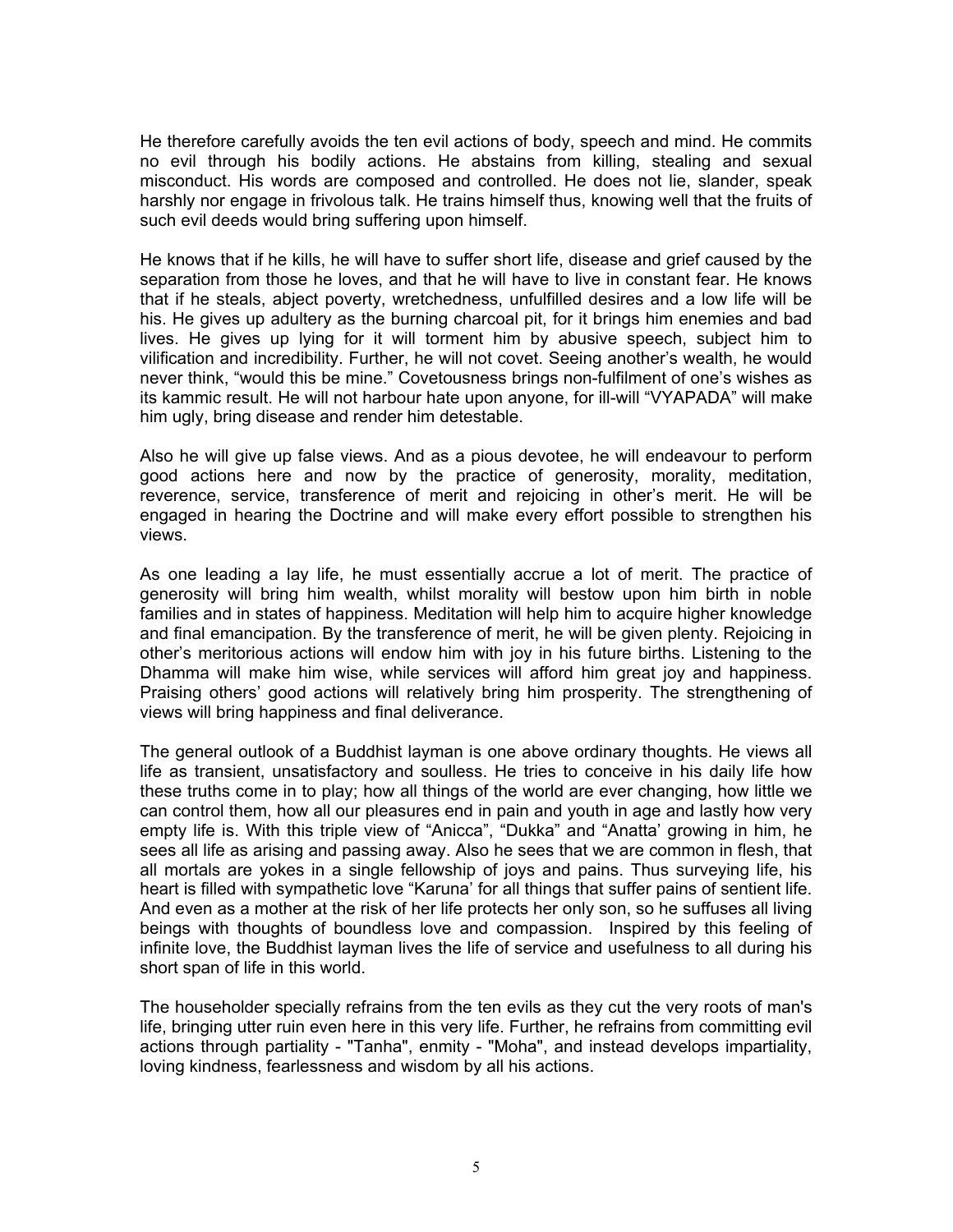He therefore carefully avoids the ten evil actions of body, speech and mind. He commits no evil through his bodily actions. He abstains from killing, stealing and sexual misconduct. His words are composed and controlled. He does not lie, slander, speak harshly nor engage in frivolous talk. He trains himself thus, knowing well that the fruits of such evil deeds would bring suffering upon himself.

He knows that if he kills, he will have to suffer short life, disease and grief caused by the separation from those he loves, and that he will have to live in constant fear. He knows that if he steals, abject poverty, wretchedness, unfulfilled desires and a low life will be his. He gives up adultery as the burning charcoal pit, for it brings him enemies and bad lives. He gives up lying for it will torment him by abusive speech, subject him to vilification and incredibility. Further, he will not covet. Seeing another's wealth, he would never think, "would this be mine." Covetousness brings non-fulfilment of one's wishes as its kammic result. He will not harbour hate upon anyone, for ill-will "VYAPADA" will make him ugly, bring disease and render him detestable.

Also he will give up false views. And as a pious devotee, he will endeavour to perform good actions here and now by the practice of generosity, morality, meditation, reverence, service, transference of merit and rejoicing in other's merit. He will be engaged in hearing the Doctrine and will make every effort possible to strengthen his views.

As one leading a lay life, he must essentially accrue a lot of merit. The practice of generosity will bring him wealth, whilst morality will bestow upon him birth in noble families and in states of happiness. Meditation will help him to acquire higher knowledge and final emancipation. By the transference of merit, he will be given plenty. Rejoicing in other's meritorious actions will endow him with joy in his future births. Listening to the Dhamma will make him wise, while services will afford him great joy and happiness. Praising others' good actions will relatively bring him prosperity. The strengthening of views will bring happiness and final deliverance.

The general outlook of a Buddhist layman is one above ordinary thoughts. He views all life as transient, unsatisfactory and soulless. He tries to conceive in his daily life how these truths come in to play; how all things of the world are ever changing, how little we can control them, how all our pleasures end in pain and youth in age and lastly how very empty life is. With this triple view of "Anicca", "Dukka" and "Anatta' growing in him, he sees all life as arising and passing away. Also he sees that we are common in flesh, that all mortals are yokes in a single fellowship of joys and pains. Thus surveying life, his heart is filled with sympathetic love "Karuna' for all things that suffer pains of sentient life. And even as a mother at the risk of her life protects her only son, so he suffuses all living beings with thoughts of boundless love and compassion. Inspired by this feeling of infinite love, the Buddhist layman lives the life of service and usefulness to all during his short span of life in this world.

The householder specially refrains from the ten evils as they cut the very roots of man's life, bringing utter ruin even here in this very life. Further, he refrains from committing evil actions through partiality - "Tanha", enmity - "Moha", and instead develops impartiality, loving kindness, fearlessness and wisdom by all his actions.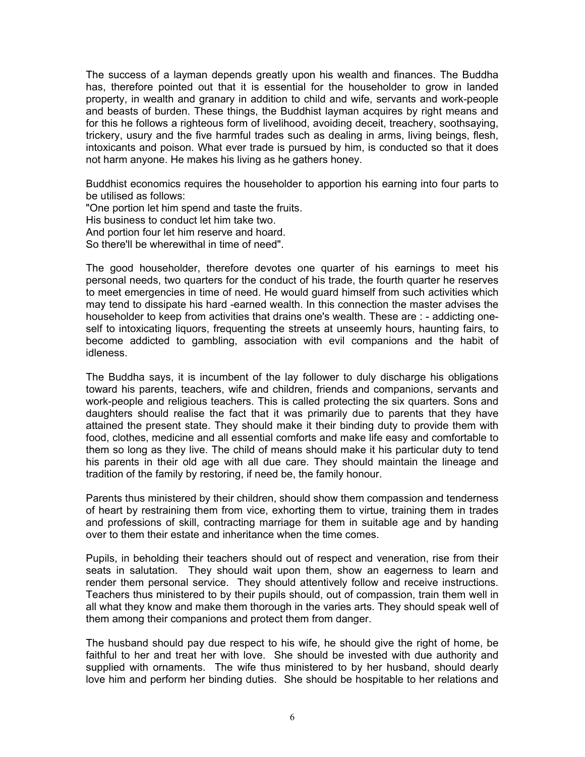The success of a layman depends greatly upon his wealth and finances. The Buddha has, therefore pointed out that it is essential for the householder to grow in landed property, in wealth and granary in addition to child and wife, servants and work-people and beasts of burden. These things, the Buddhist layman acquires by right means and for this he follows a righteous form of livelihood, avoiding deceit, treachery, soothsaying, trickery, usury and the five harmful trades such as dealing in arms, living beings, flesh, intoxicants and poison. What ever trade is pursued by him, is conducted so that it does not harm anyone. He makes his living as he gathers honey.

Buddhist economics requires the householder to apportion his earning into four parts to be utilised as follows:
"One portion let him spend and taste the fruits.
His business to conduct let him take two.
And portion four let him reserve and hoard.
So there'll be wherewithal in time of need".

The good householder, therefore devotes one quarter of his earnings to meet his personal needs, two quarters for the conduct of his trade, the fourth quarter he reserves to meet emergencies in time of need. He would guard himself from such activities which may tend to dissipate his hard -earned wealth. In this connection the master advises the householder to keep from activities that drains one's wealth. These are : - addicting one-self to intoxicating liquors, frequenting the streets at unseemly hours, haunting fairs, to become addicted to gambling, association with evil companions and the habit of idleness.

The Buddha says, it is incumbent of the lay follower to duly discharge his obligations toward his parents, teachers, wife and children, friends and companions, servants and work-people and religious teachers. This is called protecting the six quarters. Sons and daughters should realise the fact that it was primarily due to parents that they have attained the present state. They should make it their binding duty to provide them with food, clothes, medicine and all essential comforts and make life easy and comfortable to them so long as they live. The child of means should make it his particular duty to tend his parents in their old age with all due care. They should maintain the lineage and tradition of the family by restoring, if need be, the family honour.

Parents thus ministered by their children, should show them compassion and tenderness of heart by restraining them from vice, exhorting them to virtue, training them in trades and professions of skill, contracting marriage for them in suitable age and by handing over to them their estate and inheritance when the time comes.

Pupils, in beholding their teachers should out of respect and veneration, rise from their seats in salutation. They should wait upon them, show an eagerness to learn and render them personal service. They should attentively follow and receive instructions. Teachers thus ministered to by their pupils should, out of compassion, train them well in all what they know and make them thorough in the varies arts. They should speak well of them among their companions and protect them from danger.

The husband should pay due respect to his wife, he should give the right of home, be faithful to her and treat her with love. She should be invested with due authority and supplied with ornaments. The wife thus ministered to by her husband, should dearly love him and perform her binding duties. She should be hospitable to her relations and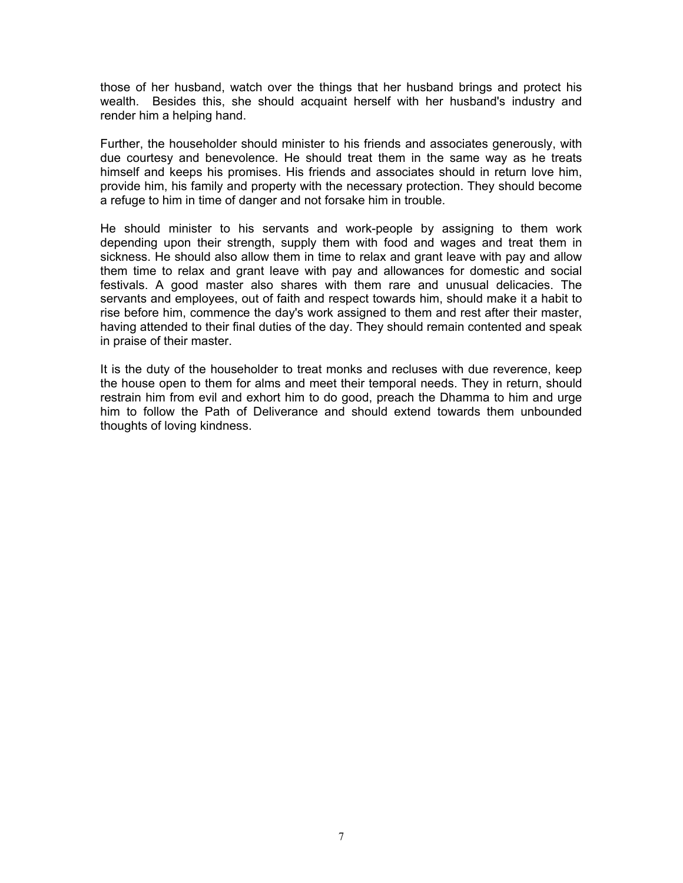those of her husband, watch over the things that her husband brings and protect his wealth. Besides this, she should acquaint herself with her husband's industry and render him a helping hand.

Further, the householder should minister to his friends and associates generously, with due courtesy and benevolence. He should treat them in the same way as he treats himself and keeps his promises. His friends and associates should in return love him, provide him, his family and property with the necessary protection. They should become a refuge to him in time of danger and not forsake him in trouble.

He should minister to his servants and work-people by assigning to them work depending upon their strength, supply them with food and wages and treat them in sickness. He should also allow them in time to relax and grant leave with pay and allow them time to relax and grant leave with pay and allowances for domestic and social festivals. A good master also shares with them rare and unusual delicacies. The servants and employees, out of faith and respect towards him, should make it a habit to rise before him, commence the day's work assigned to them and rest after their master, having attended to their final duties of the day. They should remain contented and speak in praise of their master.

It is the duty of the householder to treat monks and recluses with due reverence, keep the house open to them for alms and meet their temporal needs. They in return, should restrain him from evil and exhort him to do good, preach the Dhamma to him and urge him to follow the Path of Deliverance and should extend towards them unbounded thoughts of loving kindness.